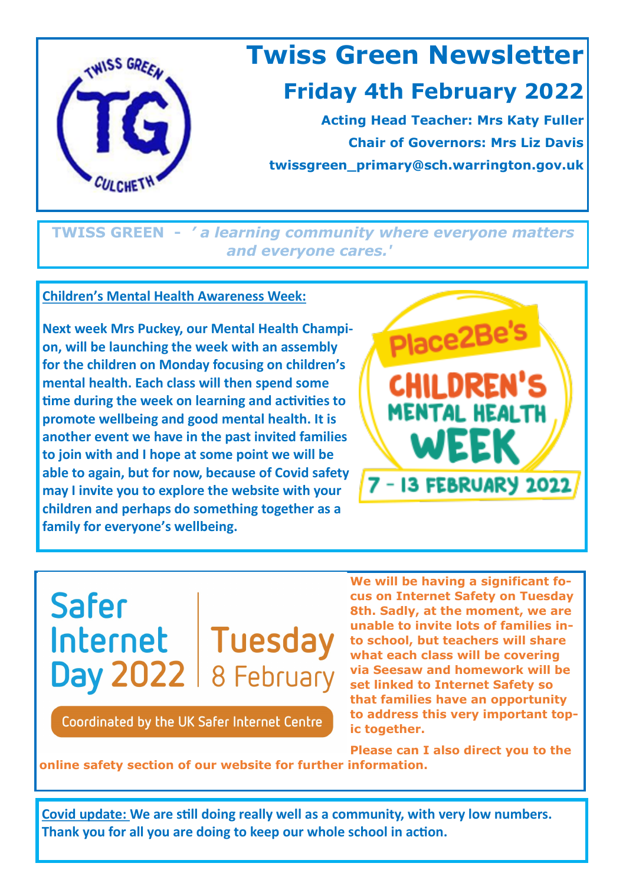# Twiss Green Newsletter

## Friday 4th February 2022

**Acting Head Teacher: Mrs Katy Fuller**

**Chair of Governors: Mrs Liz Davis**

**twissgreen_primary@sch.warrington.gov.uk**

**TWISS GREEN - *' a learning community where everyone matters and everyone cares.'***

**Children's Mental Health Awareness Week:**

**Next week Mrs Puckey, our Mental Health Champion, will be launching the week with an assembly for the children on Monday focusing on children's mental health. Each class will then spend some time during the week on learning and activities to promote wellbeing and good mental health. It is another event we have in the past invited families to join with and I hope at some point we will be able to again, but for now, because of Covid safety may I invite you to explore the website with your children and perhaps do something together as a family for everyone's wellbeing.**

Place2Be's CHILDREN'S MENTAL HEALTH WEEK 7 - 13 FEBRUARY 2022

Safer Internet Day 2022 | Tuesday 8 February

Coordinated by the UK Safer Internet Centre

**We will be having a significant focus on Internet Safety on Tuesday 8th. Sadly, at the moment, we are unable to invite lots of families into school, but teachers will share what each class will be covering via Seesaw and homework will be set linked to Internet Safety so that families have an opportunity to address this very important topic together.**

**Please can I also direct you to the online safety section of our website for further information.**

**Covid update:** **We are still doing really well as a community, with very low numbers. Thank you for all you are doing to keep our whole school in action.**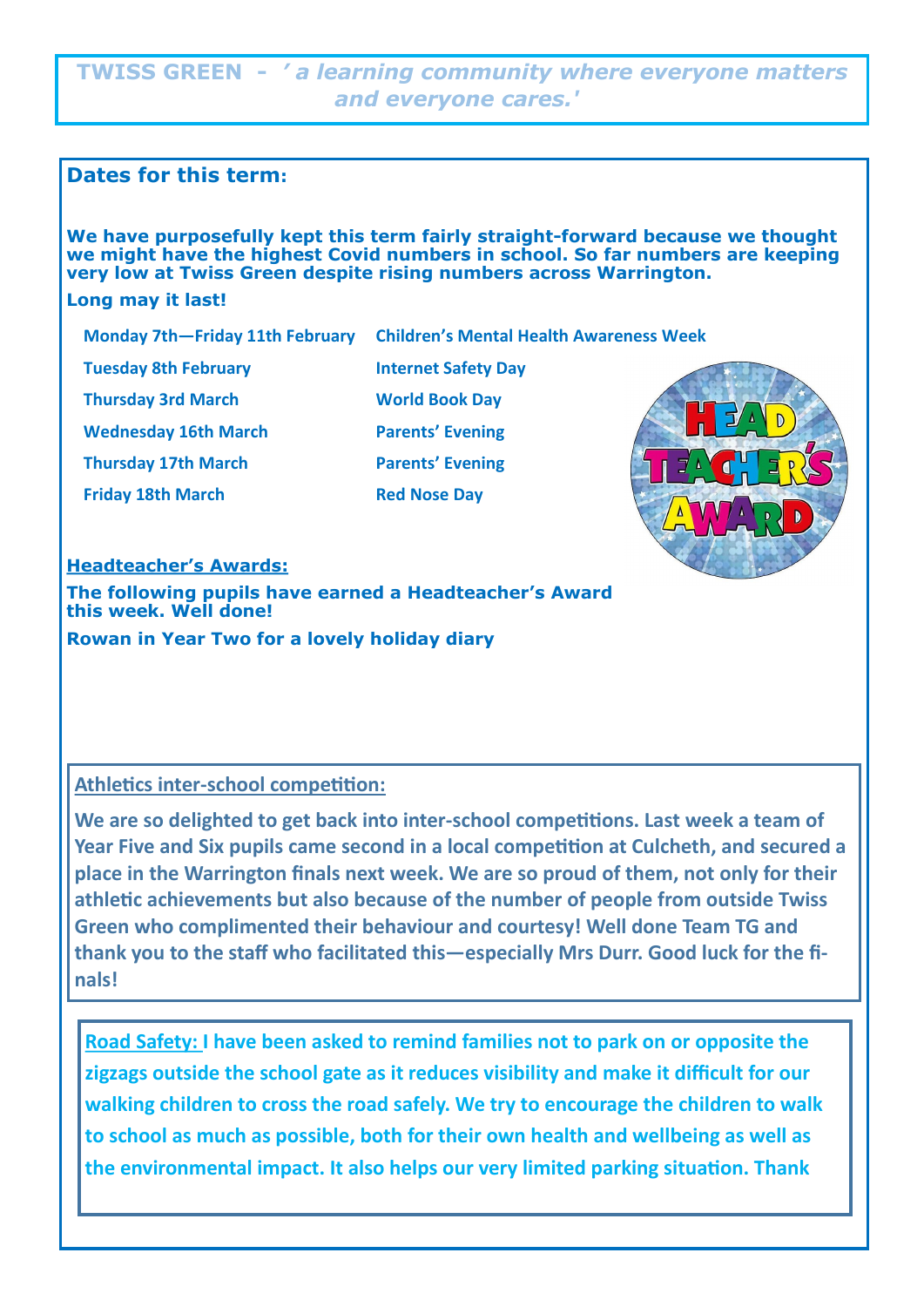**TWISS GREEN - *' a learning community where everyone matters and everyone cares.'***

## Dates for this term:

**We have purposefully kept this term fairly straight-forward because we thought we might have the highest Covid numbers in school. So far numbers are keeping very low at Twiss Green despite rising numbers across Warrington.**

**Long may it last!**

| | |
|---|---|
| Monday 7th—Friday 11th February | Children's Mental Health Awareness Week |
| Tuesday 8th February | Internet Safety Day |
| Thursday 3rd March | World Book Day |
| Wednesday 16th March | Parents' Evening |
| Thursday 17th March | Parents' Evening |
| Friday 18th March | Red Nose Day |

**Headteacher's Awards:**

**The following pupils have earned a Headteacher's Award this week. Well done!**

**Rowan in Year Two for a lovely holiday diary**

**Athletics inter-school competition:**

**We are so delighted to get back into inter-school competitions. Last week a team of Year Five and Six pupils came second in a local competition at Culcheth, and secured a place in the Warrington finals next week. We are so proud of them, not only for their athletic achievements but also because of the number of people from outside Twiss Green who complimented their behaviour and courtesy! Well done Team TG and thank you to the staff who facilitated this—especially Mrs Durr. Good luck for the finals!**

**Road Safety:** **I have been asked to remind families not to park on or opposite the zigzags outside the school gate as it reduces visibility and make it difficult for our walking children to cross the road safely. We try to encourage the children to walk to school as much as possible, both for their own health and wellbeing as well as the environmental impact. It also helps our very limited parking situation. Thank**